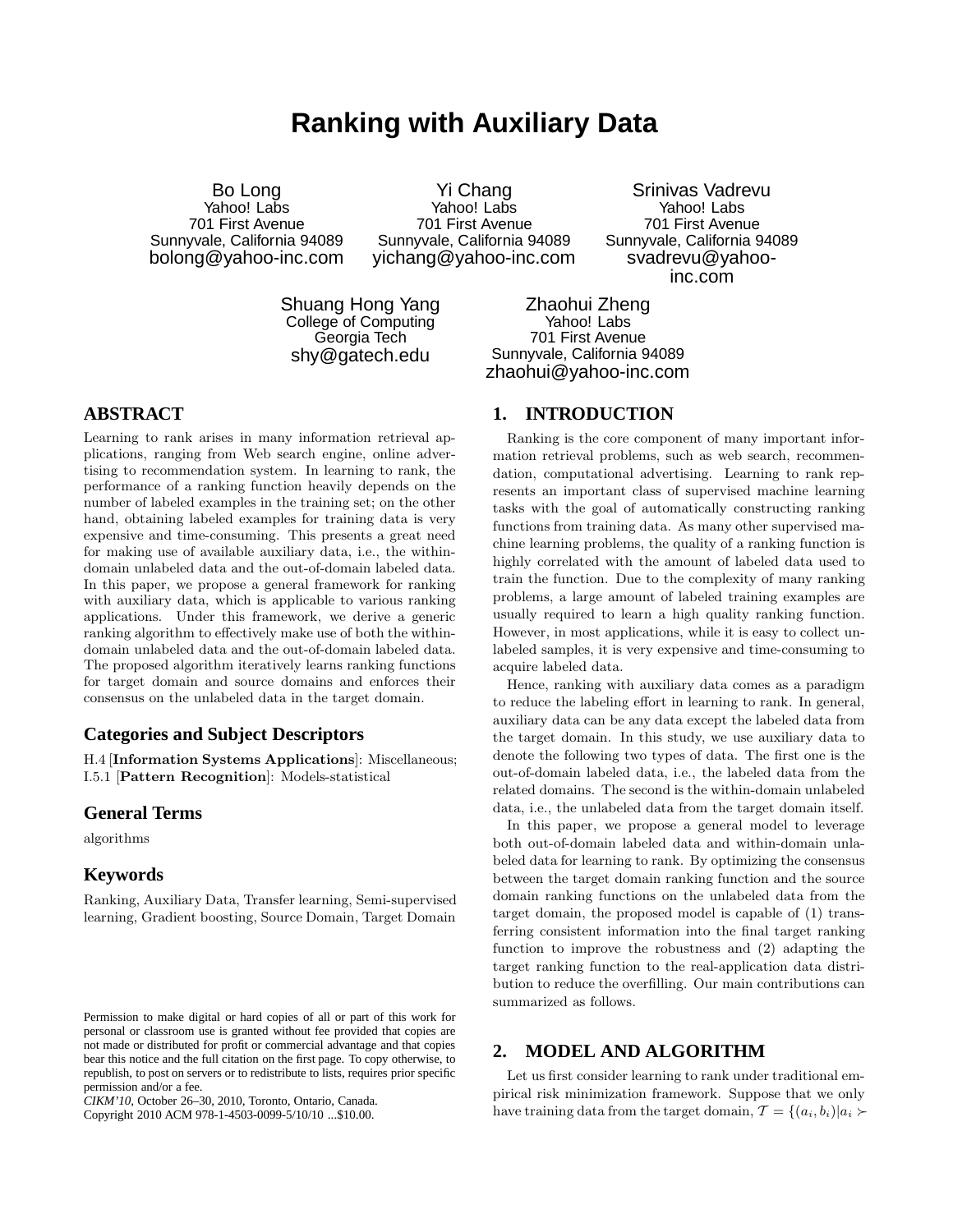# Ranking with Auxiliary Data

Bo Long
Yahoo! Labs
701 First Avenue
Sunnyvale, California 94089
bolong@yahoo-inc.com

Yi Chang
Yahoo! Labs
701 First Avenue
Sunnyvale, California 94089
yichang@yahoo-inc.com

Srinivas Vadrevu
Yahoo! Labs
701 First Avenue
Sunnyvale, California 94089
svadrevu@yahoo-inc.com

Shuang Hong Yang
College of Computing
Georgia Tech
shy@gatech.edu

Zhaohui Zheng
Yahoo! Labs
701 First Avenue
Sunnyvale, California 94089
zhaohui@yahoo-inc.com

## ABSTRACT

Learning to rank arises in many information retrieval applications, ranging from Web search engine, online advertising to recommendation system. In learning to rank, the performance of a ranking function heavily depends on the number of labeled examples in the training set; on the other hand, obtaining labeled examples for training data is very expensive and time-consuming. This presents a great need for making use of available auxiliary data, i.e., the within-domain unlabeled data and the out-of-domain labeled data. In this paper, we propose a general framework for ranking with auxiliary data, which is applicable to various ranking applications. Under this framework, we derive a generic ranking algorithm to effectively make use of both the within-domain unlabeled data and the out-of-domain labeled data. The proposed algorithm iteratively learns ranking functions for target domain and source domains and enforces their consensus on the unlabeled data in the target domain.

### Categories and Subject Descriptors

H.4 [**Information Systems Applications**]: Miscellaneous; I.5.1 [**Pattern Recognition**]: Models-statistical

### General Terms

algorithms

### Keywords

Ranking, Auxiliary Data, Transfer learning, Semi-supervised learning, Gradient boosting, Source Domain, Target Domain

Permission to make digital or hard copies of all or part of this work for personal or classroom use is granted without fee provided that copies are not made or distributed for profit or commercial advantage and that copies bear this notice and the full citation on the first page. To copy otherwise, to republish, to post on servers or to redistribute to lists, requires prior specific permission and/or a fee.
*CIKM'10*, October 26–30, 2010, Toronto, Ontario, Canada.
Copyright 2010 ACM 978-1-4503-0099-5/10/10 ...$10.00.

## 1. INTRODUCTION

Ranking is the core component of many important information retrieval problems, such as web search, recommendation, computational advertising. Learning to rank represents an important class of supervised machine learning tasks with the goal of automatically constructing ranking functions from training data. As many other supervised machine learning problems, the quality of a ranking function is highly correlated with the amount of labeled data used to train the function. Due to the complexity of many ranking problems, a large amount of labeled training examples are usually required to learn a high quality ranking function. However, in most applications, while it is easy to collect unlabeled samples, it is very expensive and time-consuming to acquire labeled data.

Hence, ranking with auxiliary data comes as a paradigm to reduce the labeling effort in learning to rank. In general, auxiliary data can be any data except the labeled data from the target domain. In this study, we use auxiliary data to denote the following two types of data. The first one is the out-of-domain labeled data, i.e., the labeled data from the related domains. The second is the within-domain unlabeled data, i.e., the unlabeled data from the target domain itself.

In this paper, we propose a general model to leverage both out-of-domain labeled data and within-domain unlabeled data for learning to rank. By optimizing the consensus between the target domain ranking function and the source domain ranking functions on the unlabeled data from the target domain, the proposed model is capable of (1) transferring consistent information into the final target ranking function to improve the robustness and (2) adapting the target ranking function to the real-application data distribution to reduce the overfilling. Our main contributions can summarized as follows.

## 2. MODEL AND ALGORITHM

Let us first consider learning to rank under traditional empirical risk minimization framework. Suppose that we only have training data from the target domain, $\mathcal{T} = \{(a_i, b_i)|a_i \succ$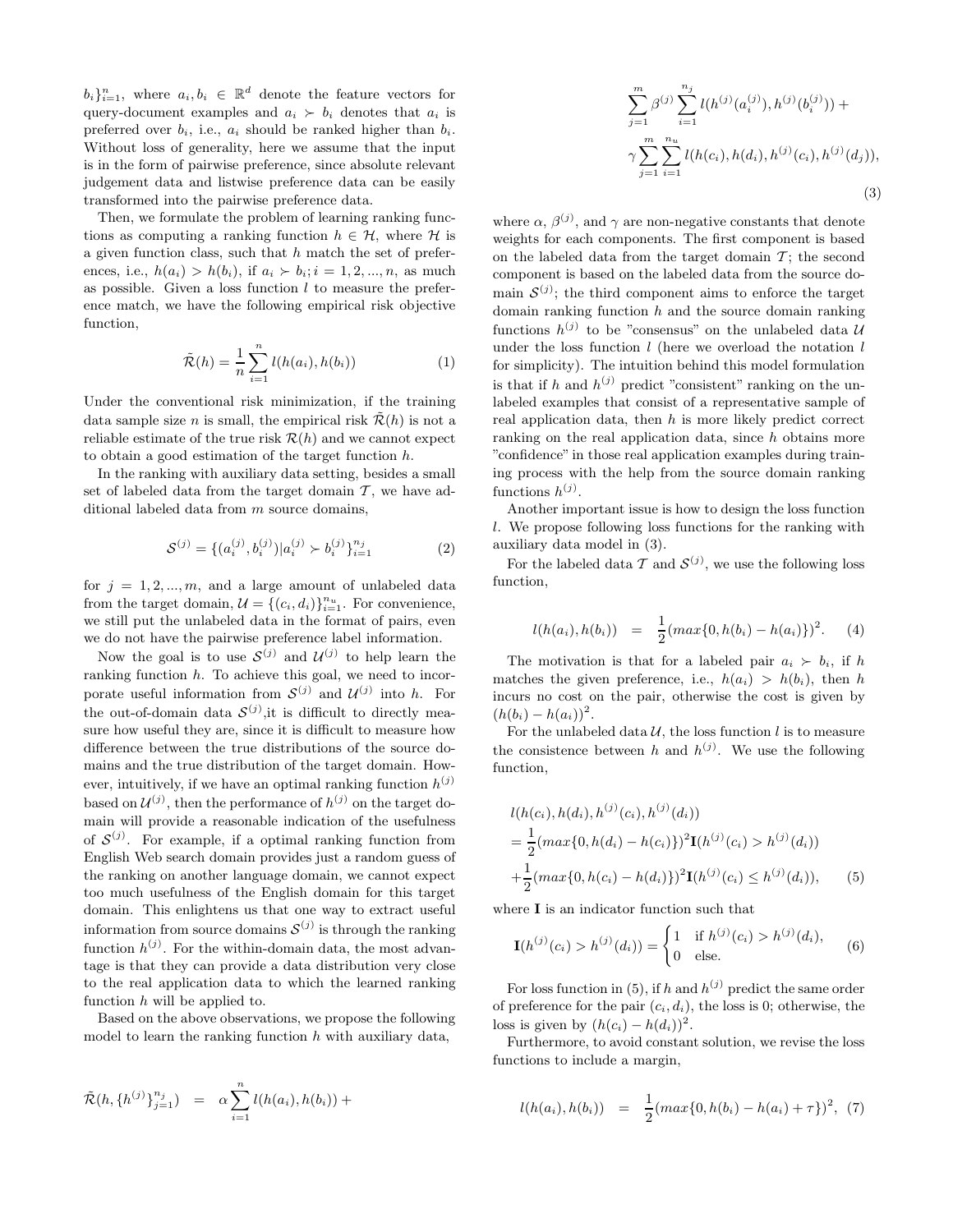$b_i\}_{i=1}^n$, where $a_i, b_i \in \mathbb{R}^d$ denote the feature vectors for query-document examples and $a_i \succ b_i$ denotes that $a_i$ is preferred over $b_i$, i.e., $a_i$ should be ranked higher than $b_i$. Without loss of generality, here we assume that the input is in the form of pairwise preference, since absolute relevant judgement data and listwise preference data can be easily transformed into the pairwise preference data.

Then, we formulate the problem of learning ranking functions as computing a ranking function $h \in \mathcal{H}$, where $\mathcal{H}$ is a given function class, such that $h$ match the set of preferences, i.e., $h(a_i) > h(b_i)$, if $a_i \succ b_i; i = 1, 2, ..., n$, as much as possible. Given a loss function $l$ to measure the preference match, we have the following empirical risk objective function,

$$\tilde{\mathcal{R}}(h) = \frac{1}{n}\sum_{i=1}^{n} l(h(a_i), h(b_i)) \quad (1)$$

Under the conventional risk minimization, if the training data sample size $n$ is small, the empirical risk $\tilde{\mathcal{R}}(h)$ is not a reliable estimate of the true risk $\mathcal{R}(h)$ and we cannot expect to obtain a good estimation of the target function $h$.

In the ranking with auxiliary data setting, besides a small set of labeled data from the target domain $\mathcal{T}$, we have additional labeled data from $m$ source domains,

$$\mathcal{S}^{(j)} = \{(a_i^{(j)}, b_i^{(j)}) | a_i^{(j)} \succ b_i^{(j)}\}_{i=1}^{n_j} \quad (2)$$

for $j = 1, 2, ..., m$, and a large amount of unlabeled data from the target domain, $\mathcal{U} = \{(c_i, d_i)\}_{i=1}^{n_u}$. For convenience, we still put the unlabeled data in the format of pairs, even we do not have the pairwise preference label information.

Now the goal is to use $\mathcal{S}^{(j)}$ and $\mathcal{U}^{(j)}$ to help learn the ranking function $h$. To achieve this goal, we need to incorporate useful information from $\mathcal{S}^{(j)}$ and $\mathcal{U}^{(j)}$ into $h$. For the out-of-domain data $\mathcal{S}^{(j)}$,it is difficult to directly measure how useful they are, since it is difficult to measure how difference between the true distributions of the source domains and the true distribution of the target domain. However, intuitively, if we have an optimal ranking function $h^{(j)}$ based on $\mathcal{U}^{(j)}$, then the performance of $h^{(j)}$ on the target domain will provide a reasonable indication of the usefulness of $\mathcal{S}^{(j)}$. For example, if a optimal ranking function from English Web search domain provides just a random guess of the ranking on another language domain, we cannot expect too much usefulness of the English domain for this target domain. This enlightens us that one way to extract useful information from source domains $\mathcal{S}^{(j)}$ is through the ranking function $h^{(j)}$. For the within-domain data, the most advantage is that they can provide a data distribution very close to the real application data to which the learned ranking function $h$ will be applied to.

Based on the above observations, we propose the following model to learn the ranking function $h$ with auxiliary data,

$$\begin{aligned}\tilde{\mathcal{R}}(h, \{h^{(j)}\}_{j=1}^{n_j}) \;=\; & \alpha\sum_{i=1}^{n} l(h(a_i), h(b_i)) + \\ & \sum_{j=1}^{m}\beta^{(j)}\sum_{i=1}^{n_j} l(h^{(j)}(a_i^{(j)}), h^{(j)}(b_i^{(j)})) + \\ & \gamma\sum_{j=1}^{m}\sum_{i=1}^{n_u} l(h(c_i), h(d_i), h^{(j)}(c_i), h^{(j)}(d_j)),\end{aligned} \quad (3)$$

where $\alpha$, $\beta^{(j)}$, and $\gamma$ are non-negative constants that denote weights for each components. The first component is based on the labeled data from the target domain $\mathcal{T}$; the second component is based on the labeled data from the source domain $\mathcal{S}^{(j)}$; the third component aims to enforce the target domain ranking function $h$ and the source domain ranking functions $h^{(j)}$ to be "consensus" on the unlabeled data $\mathcal{U}$ under the loss function $l$ (here we overload the notation $l$ for simplicity). The intuition behind this model formulation is that if $h$ and $h^{(j)}$ predict "consistent" ranking on the unlabeled examples that consist of a representative sample of real application data, then $h$ is more likely predict correct ranking on the real application data, since $h$ obtains more "confidence" in those real application examples during training process with the help from the source domain ranking functions $h^{(j)}$.

Another important issue is how to design the loss function $l$. We propose following loss functions for the ranking with auxiliary data model in (3).

For the labeled data $\mathcal{T}$ and $\mathcal{S}^{(j)}$, we use the following loss function,

$$l(h(a_i), h(b_i)) \;=\; \frac{1}{2}(max\{0, h(b_i) - h(a_i)\})^2. \quad (4)$$

The motivation is that for a labeled pair $a_i \succ b_i$, if $h$ matches the given preference, i.e., $h(a_i) > h(b_i)$, then $h$ incurs no cost on the pair, otherwise the cost is given by $(h(b_i) - h(a_i))^2$.

For the unlabeled data $\mathcal{U}$, the loss function $l$ is to measure the consistence between $h$ and $h^{(j)}$. We use the following function,

$$\begin{aligned}& l(h(c_i), h(d_i), h^{(j)}(c_i), h^{(j)}(d_i)) \\ &= \frac{1}{2}(max\{0, h(d_i) - h(c_i)\})^2\mathbf{I}(h^{(j)}(c_i) > h^{(j)}(d_i)) \\ &+ \frac{1}{2}(max\{0, h(c_i) - h(d_i)\})^2\mathbf{I}(h^{(j)}(c_i) \leq h^{(j)}(d_i)),\end{aligned} \quad (5)$$

where $\mathbf{I}$ is an indicator function such that

$$\mathbf{I}(h^{(j)}(c_i) > h^{(j)}(d_i)) = \begin{cases} 1 & \text{if } h^{(j)}(c_i) > h^{(j)}(d_i), \\ 0 & \text{else.} \end{cases} \quad (6)$$

For loss function in (5), if $h$ and $h^{(j)}$ predict the same order of preference for the pair $(c_i, d_i)$, the loss is 0; otherwise, the loss is given by $(h(c_i) - h(d_i))^2$.

Furthermore, to avoid constant solution, we revise the loss functions to include a margin,

$$l(h(a_i), h(b_i)) \;=\; \frac{1}{2}(max\{0, h(b_i) - h(a_i) + \tau\})^2, \quad (7)$$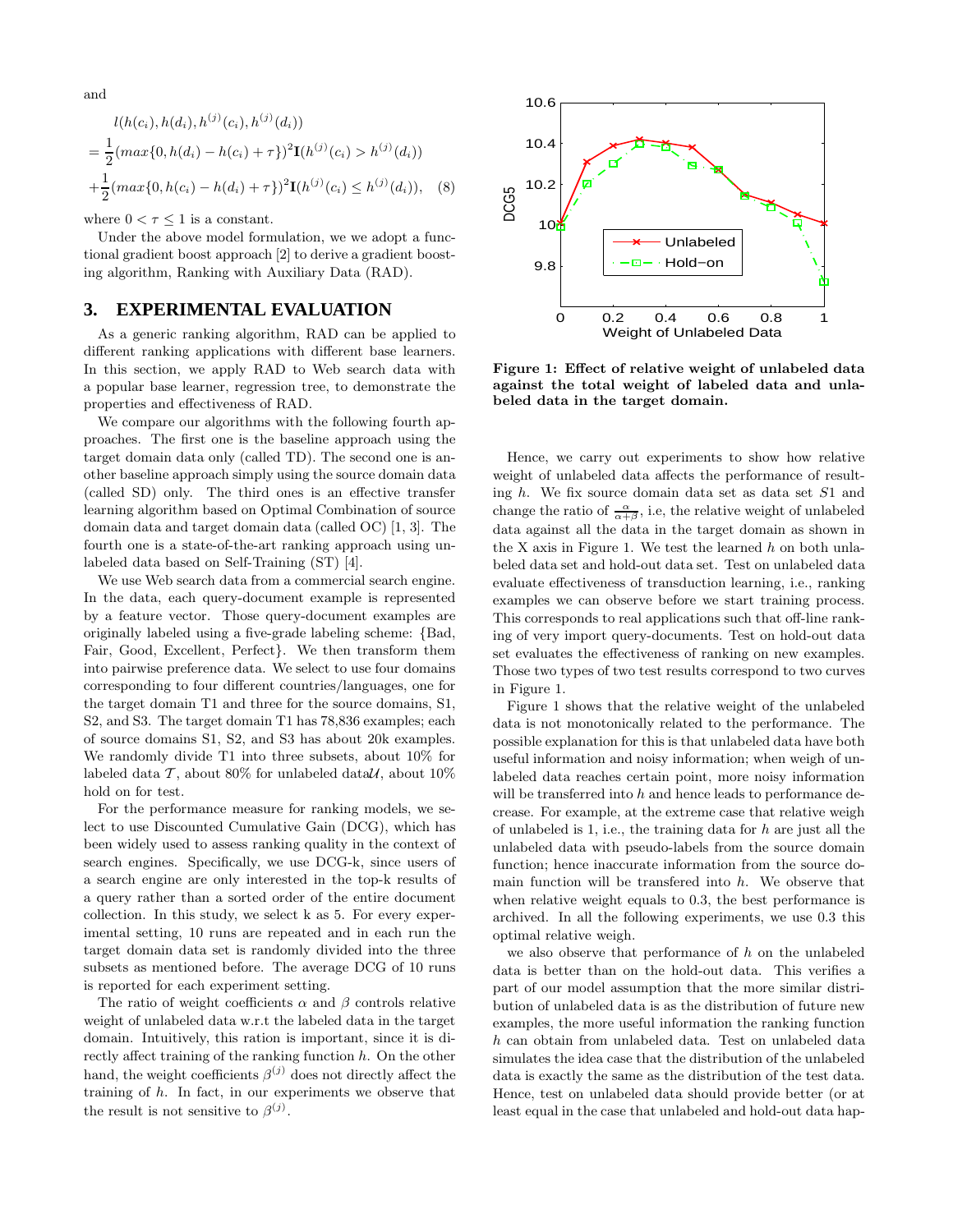and

$$
\begin{aligned}
& l(h(c_i), h(d_i), h^{(j)}(c_i), h^{(j)}(d_i)) \\
= & \frac{1}{2}(max\{0, h(d_i) - h(c_i) + \tau\})^2 \mathbf{I}(h^{(j)}(c_i) > h^{(j)}(d_i)) \\
+ & \frac{1}{2}(max\{0, h(c_i) - h(d_i) + \tau\})^2 \mathbf{I}(h^{(j)}(c_i) \leq h^{(j)}(d_i)), \quad (8)
\end{aligned}
$$

where $0 < \tau \leq 1$ is a constant.

Under the above model formulation, we we adopt a functional gradient boost approach [2] to derive a gradient boosting algorithm, Ranking with Auxiliary Data (RAD).

## 3. EXPERIMENTAL EVALUATION

As a generic ranking algorithm, RAD can be applied to different ranking applications with different base learners. In this section, we apply RAD to Web search data with a popular base learner, regression tree, to demonstrate the properties and effectiveness of RAD.

We compare our algorithms with the following fourth approaches. The first one is the baseline approach using the target domain data only (called TD). The second one is another baseline approach simply using the source domain data (called SD) only. The third ones is an effective transfer learning algorithm based on Optimal Combination of source domain data and target domain data (called OC) [1, 3]. The fourth one is a state-of-the-art ranking approach using unlabeled data based on Self-Training (ST) [4].

We use Web search data from a commercial search engine. In the data, each query-document example is represented by a feature vector. Those query-document examples are originally labeled using a five-grade labeling scheme: {Bad, Fair, Good, Excellent, Perfect}. We then transform them into pairwise preference data. We select to use four domains corresponding to four different countries/languages, one for the target domain T1 and three for the source domains, S1, S2, and S3. The target domain T1 has 78,836 examples; each of source domains S1, S2, and S3 has about 20k examples. We randomly divide T1 into three subsets, about 10% for labeled data $\mathcal{T}$, about 80% for unlabeled data$\mathcal{U}$, about 10% hold on for test.

For the performance measure for ranking models, we select to use Discounted Cumulative Gain (DCG), which has been widely used to assess ranking quality in the context of search engines. Specifically, we use DCG-k, since users of a search engine are only interested in the top-k results of a query rather than a sorted order of the entire document collection. In this study, we select k as 5. For every experimental setting, 10 runs are repeated and in each run the target domain data set is randomly divided into the three subsets as mentioned before. The average DCG of 10 runs is reported for each experiment setting.

The ratio of weight coefficients $\alpha$ and $\beta$ controls relative weight of unlabeled data w.r.t the labeled data in the target domain. Intuitively, this ration is important, since it is directly affect training of the ranking function $h$. On the other hand, the weight coefficients $\beta^{(j)}$ does not directly affect the training of $h$. In fact, in our experiments we observe that the result is not sensitive to $\beta^{(j)}$.

**Figure 1: Effect of relative weight of unlabeled data against the total weight of labeled data and unlabeled data in the target domain.**

Hence, we carry out experiments to show how relative weight of unlabeled data affects the performance of resulting $h$. We fix source domain data set as data set $S1$ and change the ratio of $\frac{\alpha}{\alpha+\beta}$, i.e, the relative weight of unlabeled data against all the data in the target domain as shown in the X axis in Figure 1. We test the learned $h$ on both unlabeled data set and hold-out data set. Test on unlabeled data evaluate effectiveness of transduction learning, i.e., ranking examples we can observe before we start training process. This corresponds to real applications such that off-line ranking of very import query-documents. Test on hold-out data set evaluates the effectiveness of ranking on new examples. Those two types of two test results correspond to two curves in Figure 1.

Figure 1 shows that the relative weight of the unlabeled data is not monotonically related to the performance. The possible explanation for this is that unlabeled data have both useful information and noisy information; when weigh of unlabeled data reaches certain point, more noisy information will be transferred into $h$ and hence leads to performance decrease. For example, at the extreme case that relative weigh of unlabeled is 1, i.e., the training data for $h$ are just all the unlabeled data with pseudo-labels from the source domain function; hence inaccurate information from the source domain function will be transfered into $h$. We observe that when relative weight equals to 0.3, the best performance is archived. In all the following experiments, we use 0.3 this optimal relative weigh.

we also observe that performance of $h$ on the unlabeled data is better than on the hold-out data. This verifies a part of our model assumption that the more similar distribution of unlabeled data is as the distribution of future new examples, the more useful information the ranking function $h$ can obtain from unlabeled data. Test on unlabeled data simulates the idea case that the distribution of the unlabeled data is exactly the same as the distribution of the test data. Hence, test on unlabeled data should provide better (or at least equal in the case that unlabeled and hold-out data hap-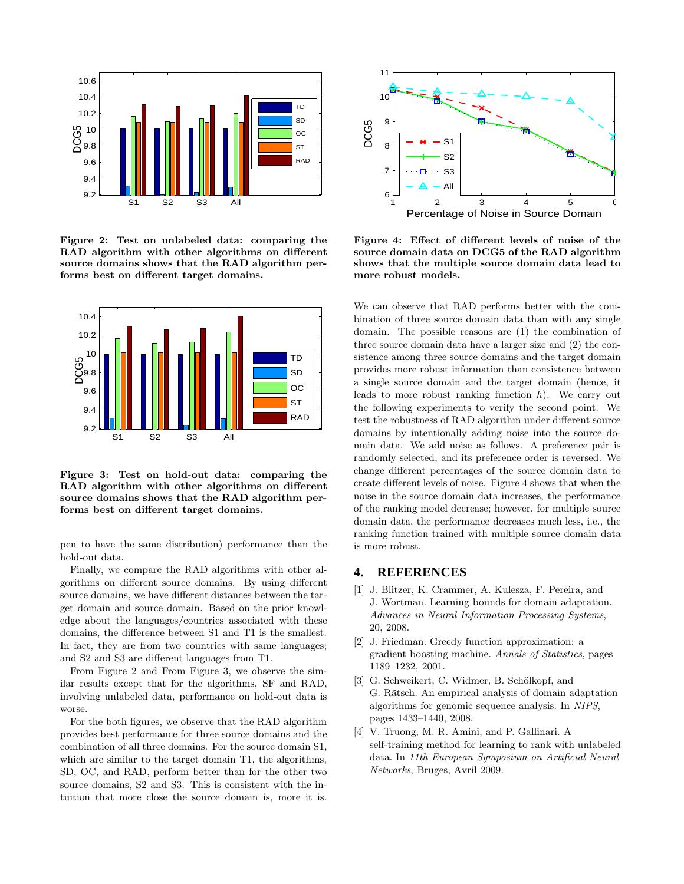10.6
10.4
10.2
10
9.8
9.6
9.4
9.2
DCG5
S1
S2
S3
All
TD
SD
OC
ST
RAD

**Figure 2: Test on unlabeled data: comparing the RAD algorithm with other algorithms on different source domains shows that the RAD algorithm performs best on different target domains.**

10.4
10.2
10
9.8
9.6
9.4
9.2
DCG5
S1
S2
S3
All
TD
SD
OC
ST
RAD

**Figure 3: Test on hold-out data: comparing the RAD algorithm with other algorithms on different source domains shows that the RAD algorithm performs best on different target domains.**

pen to have the same distribution) performance than the hold-out data.

Finally, we compare the RAD algorithms with other algorithms on different source domains. By using different source domains, we have different distances between the target domain and source domain. Based on the prior knowledge about the languages/countries associated with these domains, the difference between S1 and T1 is the smallest. In fact, they are from two countries with same languages; and S2 and S3 are different languages from T1.

From Figure 2 and From Figure 3, we observe the similar results except that for the algorithms, SF and RAD, involving unlabeled data, performance on hold-out data is worse.

For the both figures, we observe that the RAD algorithm provides best performance for three source domains and the combination of all three domains. For the source domain S1, which are similar to the target domain T1, the algorithms, SD, OC, and RAD, perform better than for the other two source domains, S2 and S3. This is consistent with the intuition that more close the source domain is, more it is.

11
10
9
8
7
6
DCG5
1
2
3
4
5
6
Percentage of Noise in Source Domain
S1
S2
S3
All

**Figure 4: Effect of different levels of noise of the source domain data on DCG5 of the RAD algorithm shows that the multiple source domain data lead to more robust models.**

We can observe that RAD performs better with the combination of three source domain data than with any single domain. The possible reasons are (1) the combination of three source domain data have a larger size and (2) the consistence among three source domains and the target domain provides more robust information than consistence between a single source domain and the target domain (hence, it leads to more robust ranking function $h$). We carry out the following experiments to verify the second point. We test the robustness of RAD algorithm under different source domains by intentionally adding noise into the source domain data. We add noise as follows. A preference pair is randomly selected, and its preference order is reversed. We change different percentages of the source domain data to create different levels of noise. Figure 4 shows that when the noise in the source domain data increases, the performance of the ranking model decrease; however, for multiple source domain data, the performance decreases much less, i.e., the ranking function trained with multiple source domain data is more robust.

## 4. REFERENCES

[1] J. Blitzer, K. Crammer, A. Kulesza, F. Pereira, and J. Wortman. Learning bounds for domain adaptation. *Advances in Neural Information Processing Systems*, 20, 2008.

[2] J. Friedman. Greedy function approximation: a gradient boosting machine. *Annals of Statistics*, pages 1189–1232, 2001.

[3] G. Schweikert, C. Widmer, B. Schölkopf, and G. Rätsch. An empirical analysis of domain adaptation algorithms for genomic sequence analysis. In *NIPS*, pages 1433–1440, 2008.

[4] V. Truong, M. R. Amini, and P. Gallinari. A self-training method for learning to rank with unlabeled data. In *11th European Symposium on Artificial Neural Networks*, Bruges, Avril 2009.